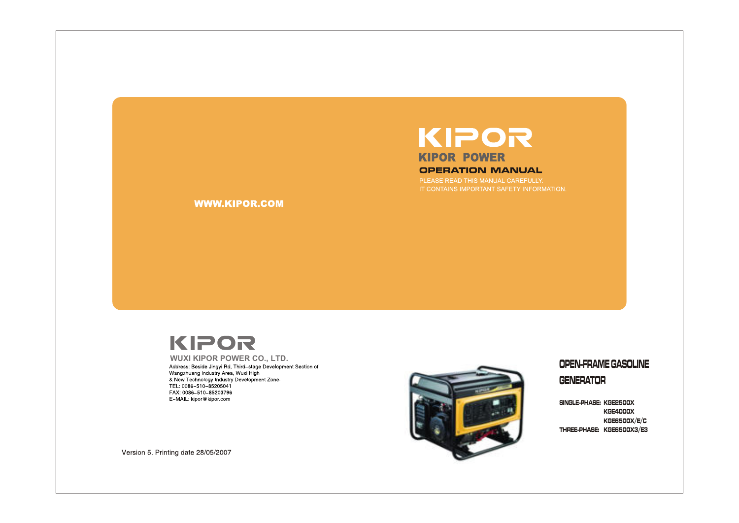# KIPOR

## KIPOR POWER

### OPERATION MANUAL

PLEASE READ THIS MANUAL CAREFULLY.
IT CONTAINS IMPORTANT SAFETY INFORMATION.

WWW.KIPOR.COM

KIPOR

**WUXI KIPOR POWER CO., LTD.**

Address: Beside Jingyi Rd, Third–stage Development Section of Wangzhuang Industry Area, Wuxi High & New Technology Industry Development Zone.
TEL: 0086–510–85205041
FAX: 0086–510–85203796
E–MAIL: kipor@kipor.com

## OPEN-FRAME GASOLINE GENERATOR

SINGLE-PHASE: KGE2500X
KGE4000X
KGE6500X/E/C
THREE-PHASE: KGE6500X3/E3

Version 5, Printing date 28/05/2007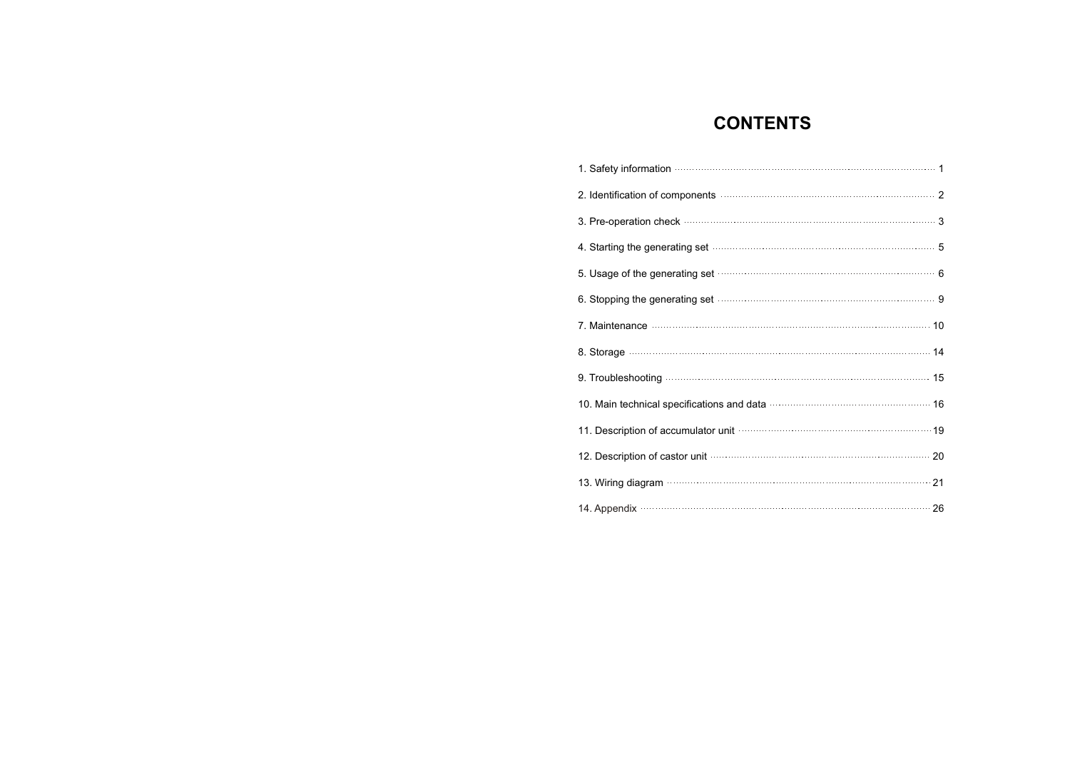# CONTENTS

1. Safety information ..... 1
2. Identification of components ..... 2
3. Pre-operation check ..... 3
4. Starting the generating set ..... 5
5. Usage of the generating set ..... 6
6. Stopping the generating set ..... 9
7. Maintenance ..... 10
8. Storage ..... 14
9. Troubleshooting ..... 15
10. Main technical specifications and data ..... 16
11. Description of accumulator unit ..... 19
12. Description of castor unit ..... 20
13. Wiring diagram ..... 21
14. Appendix ..... 26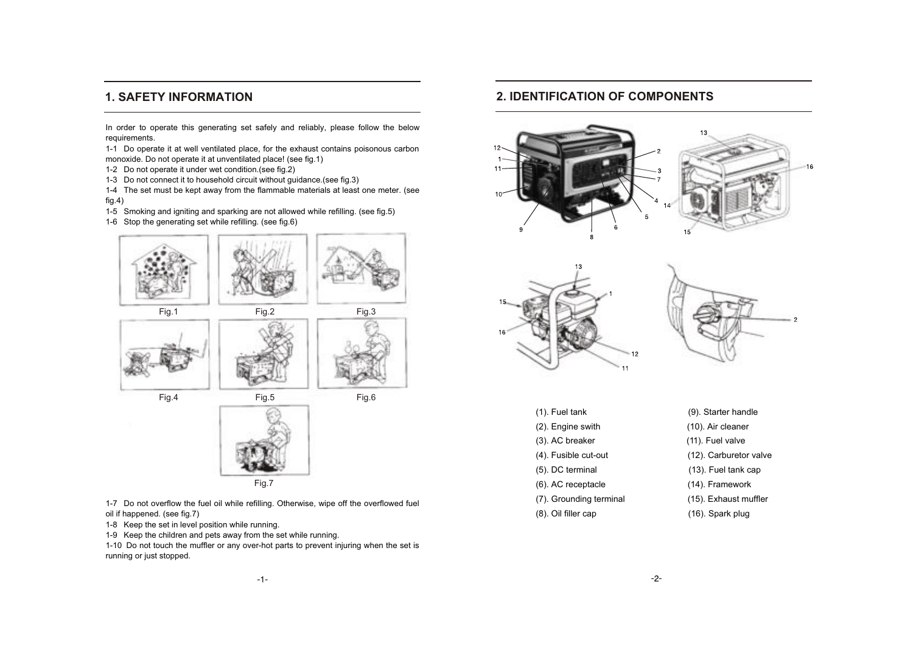## 1. SAFETY INFORMATION

In order to operate this generating set safely and reliably, please follow the below requirements.

1-1 Do operate it at well ventilated place, for the exhaust contains poisonous carbon monoxide. Do not operate it at unventilated place! (see fig.1)

1-2 Do not operate it under wet condition.(see fig.2)

1-3 Do not connect it to household circuit without guidance.(see fig.3)

1-4 The set must be kept away from the flammable materials at least one meter. (see fig.4)

1-5 Smoking and igniting and sparking are not allowed while refilling. (see fig.5)

1-6 Stop the generating set while refilling. (see fig.6)

Fig.1

Fig.2

Fig.3

Fig.4

Fig.5

Fig.6

Fig.7

1-7 Do not overflow the fuel oil while refilling. Otherwise, wipe off the overflowed fuel oil if happened. (see fig.7)

1-8 Keep the set in level position while running.

1-9 Keep the children and pets away from the set while running.

1-10 Do not touch the muffler or any over-hot parts to prevent injuring when the set is running or just stopped.

## 2. IDENTIFICATION OF COMPONENTS

(1). Fuel tank

(2). Engine swith

(3). AC breaker

(4). Fusible cut-out

(5). DC terminal

(6). AC receptacle

(7). Grounding terminal

(8). Oil filler cap

(9). Starter handle

(10). Air cleaner

(11). Fuel valve

(12). Carburetor valve

(13). Fuel tank cap

(14). Framework

(15). Exhaust muffler

(16). Spark plug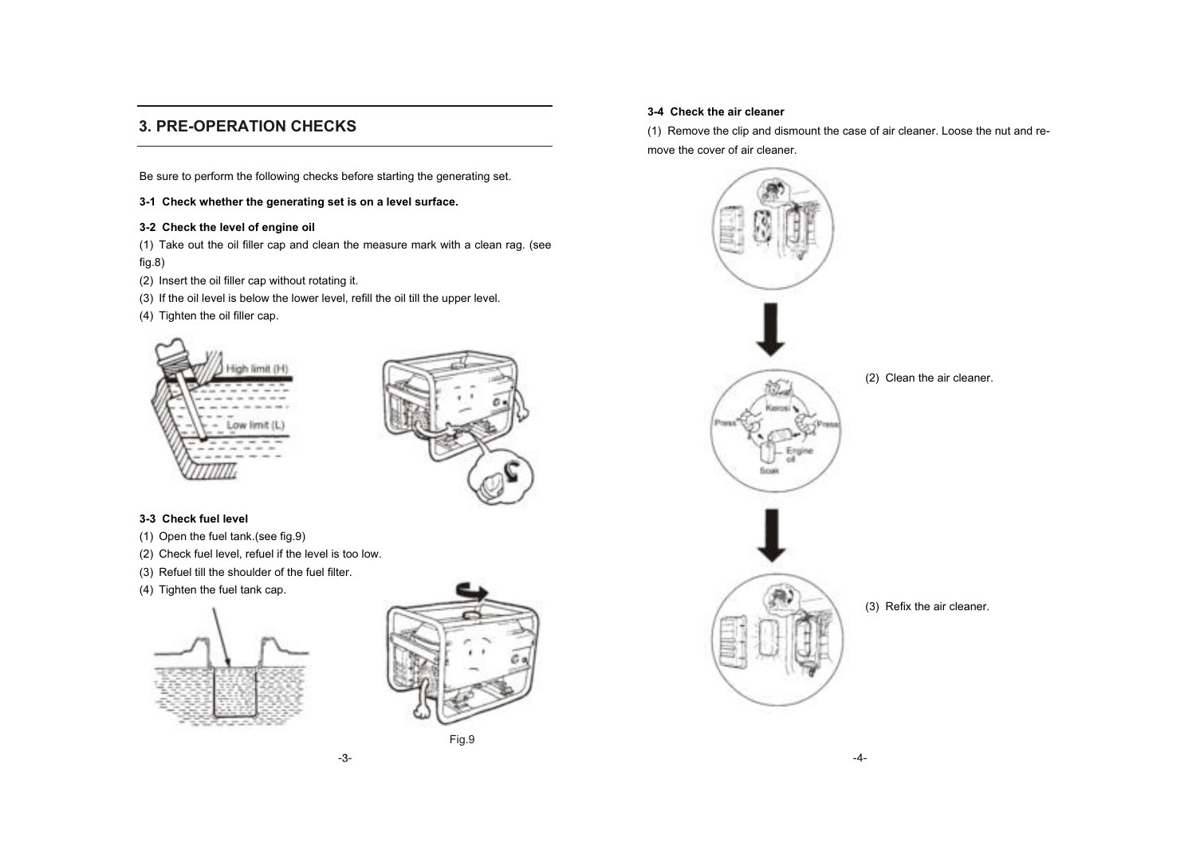## 3. PRE-OPERATION CHECKS

Be sure to perform the following checks before starting the generating set.

**3-1 Check whether the generating set is on a level surface.**

**3-2 Check the level of engine oil**

(1) Take out the oil filler cap and clean the measure mark with a clean rag. (see fig.8)

(2) Insert the oil filler cap without rotating it.

(3) If the oil level is below the lower level, refill the oil till the upper level.

(4) Tighten the oil filler cap.

**3-3 Check fuel level**

(1) Open the fuel tank.(see fig.9)

(2) Check fuel level, refuel if the level is too low.

(3) Refuel till the shoulder of the fuel filter.

(4) Tighten the fuel tank cap.

Fig.9

**3-4 Check the air cleaner**

(1) Remove the clip and dismount the case of air cleaner. Loose the nut and remove the cover of air cleaner.

(2) Clean the air cleaner.

(3) Refix the air cleaner.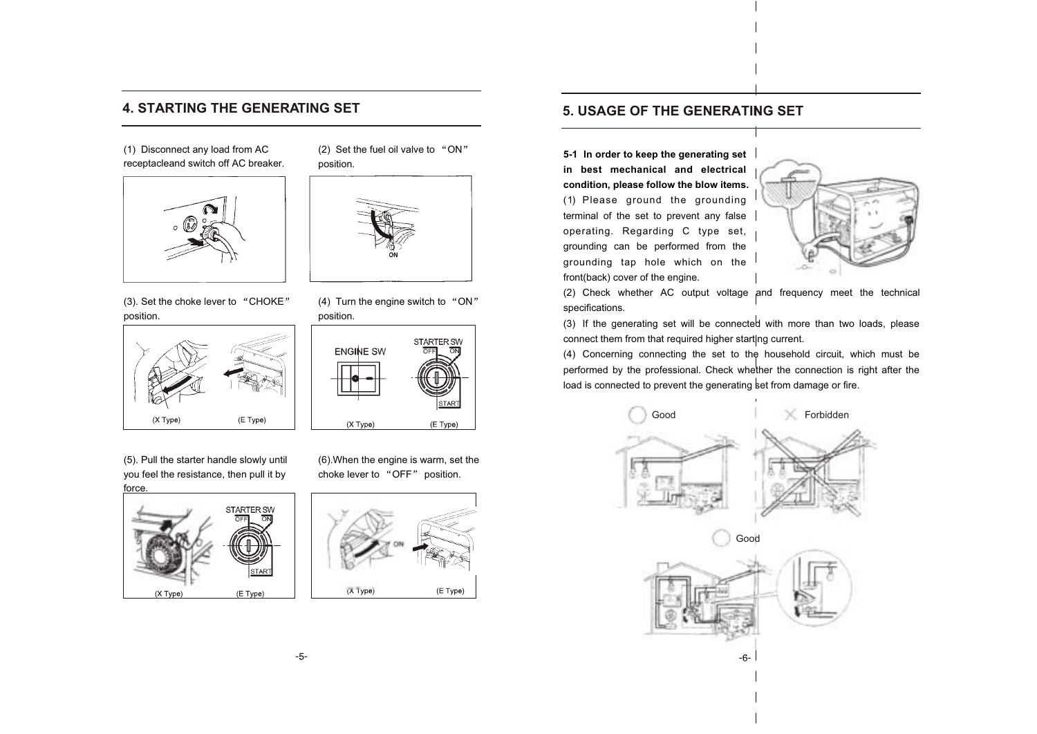## 4. STARTING THE GENERATING SET

(1) Disconnect any load from AC receptacleand switch off AC breaker.

(2) Set the fuel oil valve to "ON" position.

(3). Set the choke lever to "CHOKE" position.

(X Type) (E Type)

(4) Turn the engine switch to "ON" position.

ENGINE SW

STARTER SW

OFF ON

START

(X Type) (E Type)

(5). Pull the starter handle slowly until you feel the resistance, then pull it by force.

STARTER SW

OFF ON

START

(X Type) (E Type)

(6).When the engine is warm, set the choke lever to "OFF" position.

ON

(X Type) (E Type)

## 5. USAGE OF THE GENERATING SET

**5-1 In order to keep the generating set in best mechanical and electrical condition, please follow the blow items.**

(1) Please ground the grounding terminal of the set to prevent any false operating. Regarding C type set, grounding can be performed from the grounding tap hole which on the front(back) cover of the engine.

(2) Check whether AC output voltage and frequency meet the technical specifications.

(3) If the generating set will be connected with more than two loads, please connect them from that required higher starting current.

(4) Concerning connecting the set to the household circuit, which must be performed by the professional. Check whether the connection is right after the load is connected to prevent the generating set from damage or fire.

Good

Forbidden

Good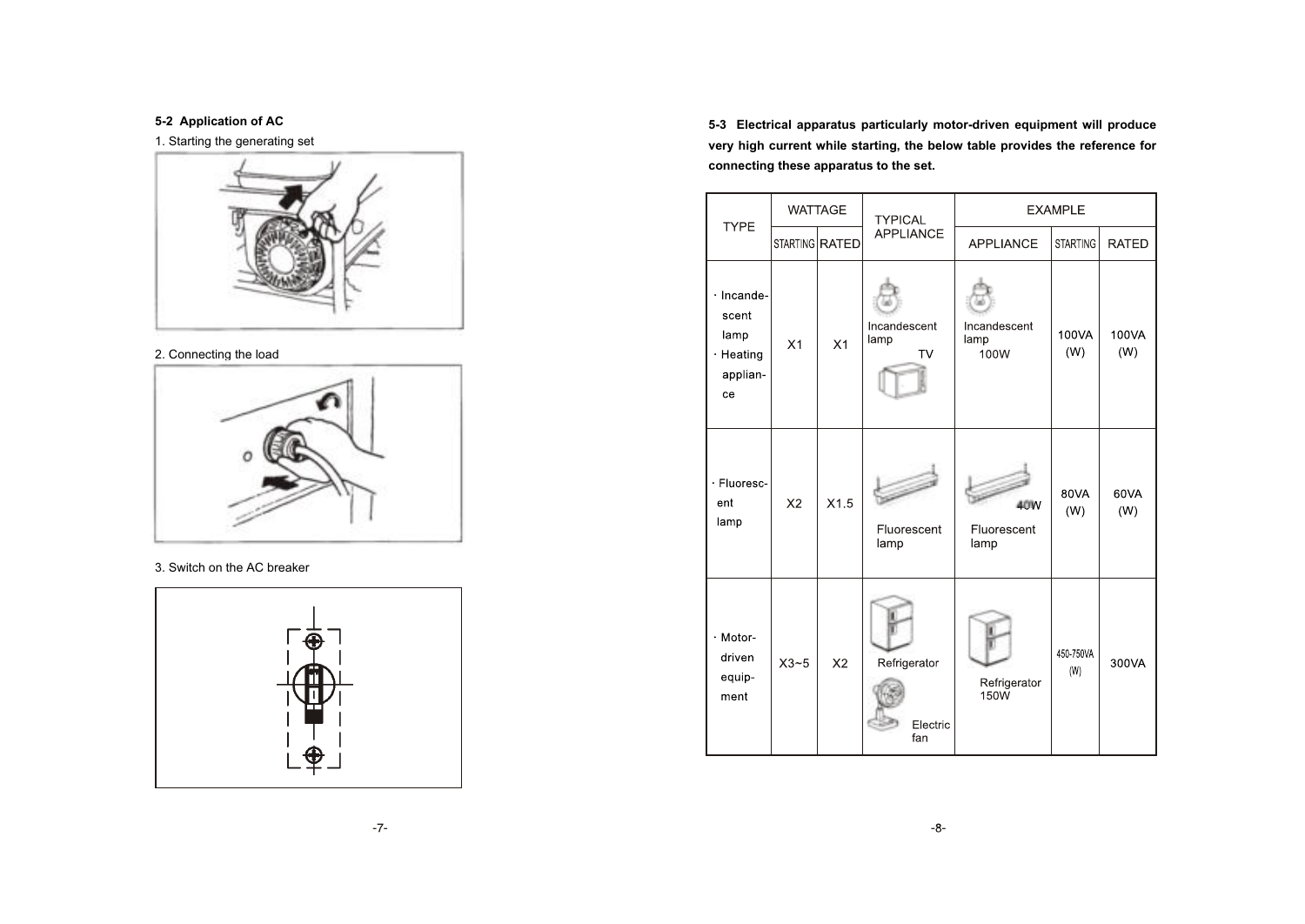### 5-2 Application of AC

1. Starting the generating set

2. Connecting the load

3. Switch on the AC breaker

**5-3 Electrical apparatus particularly motor-driven equipment will produce very high current while starting, the below table provides the reference for connecting these apparatus to the set.**

| TYPE | WATTAGE | | TYPICAL APPLIANCE | EXAMPLE | | |
|---|---|---|---|---|---|---|
| | STARTING | RATED | | APPLIANCE | STARTING | RATED |
| · Incandescent lamp · Heating appliance | X1 | X1 | Incandescent lamp TV | Incandescent lamp 100W | 100VA (W) | 100VA (W) |
| · Fluorescent lamp | X2 | X1.5 | Fluorescent lamp | 40W Fluorescent lamp | 80VA (W) | 60VA (W) |
| · Motor-driven equipment | X3~5 | X2 | Refrigerator Electric fan | Refrigerator 150W | 450-750VA (W) | 300VA |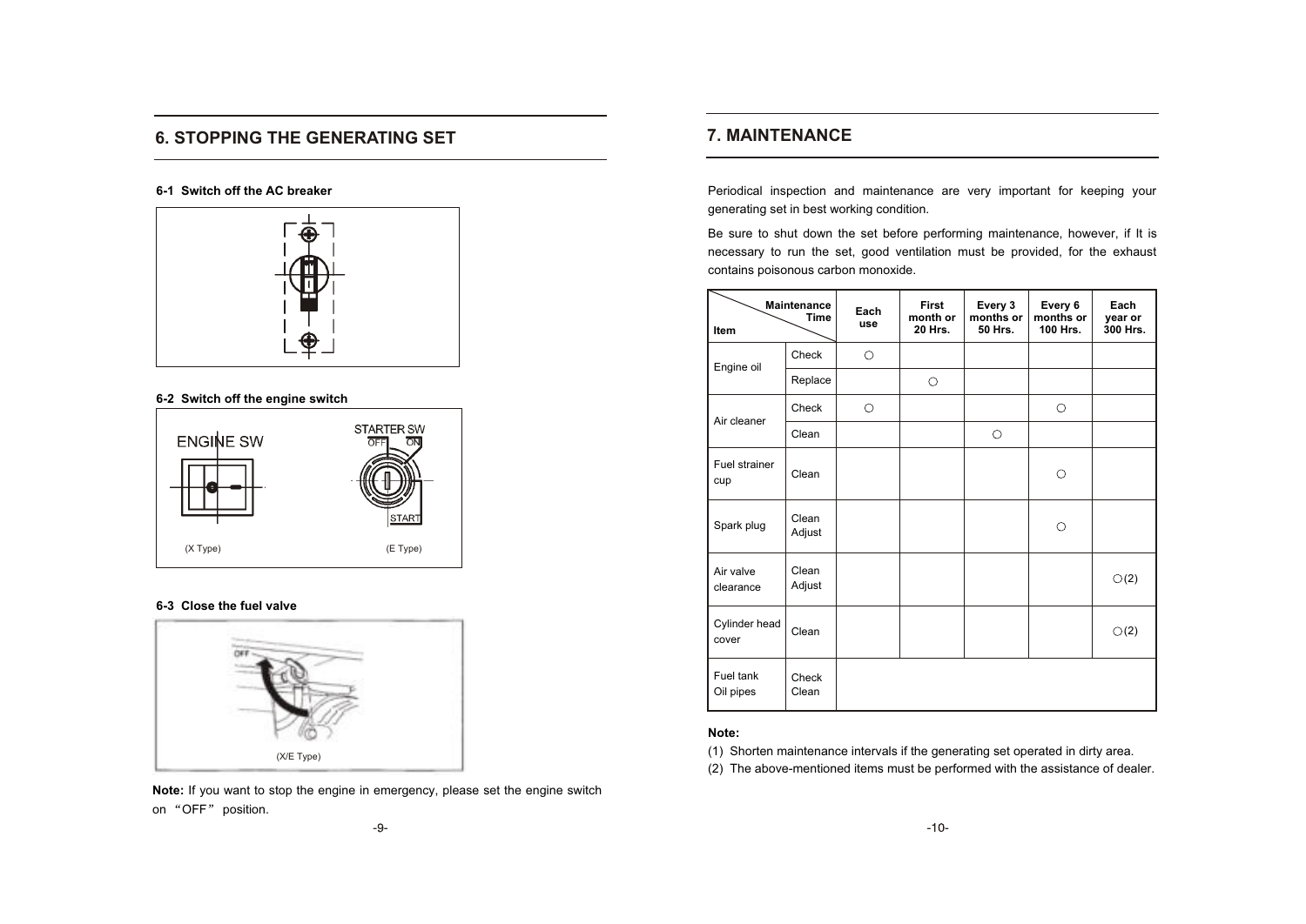## 6. STOPPING THE GENERATING SET

**6-1 Switch off the AC breaker**

**6-2 Switch off the engine switch**

ENGINE SW

STARTER SW

OFF ON

START

(X Type) (E Type)

**6-3 Close the fuel valve**

OFF

(X/E Type)

**Note:** If you want to stop the engine in emergency, please set the engine switch on "OFF" position.

## 7. MAINTENANCE

Periodical inspection and maintenance are very important for keeping your generating set in best working condition.

Be sure to shut down the set before performing maintenance, however, if It is necessary to run the set, good ventilation must be provided, for the exhaust contains poisonous carbon monoxide.

| Item | Maintenance Time | Each use | First month or 20 Hrs. | Every 3 months or 50 Hrs. | Every 6 months or 100 Hrs. | Each year or 300 Hrs. |
|---|---|---|---|---|---|---|
| Engine oil | Check | ○ | | | | |
| | Replace | | ○ | | | |
| Air cleaner | Check | ○ | | | ○ | |
| | Clean | | | ○ | | |
| Fuel strainer cup | Clean | | | | ○ | |
| Spark plug | Clean Adjust | | | | ○ | |
| Air valve clearance | Clean Adjust | | | | | ○(2) |
| Cylinder head cover | Clean | | | | | ○(2) |
| Fuel tank Oil pipes | Check Clean | | | | | |

**Note:**

(1) Shorten maintenance intervals if the generating set operated in dirty area.

(2) The above-mentioned items must be performed with the assistance of dealer.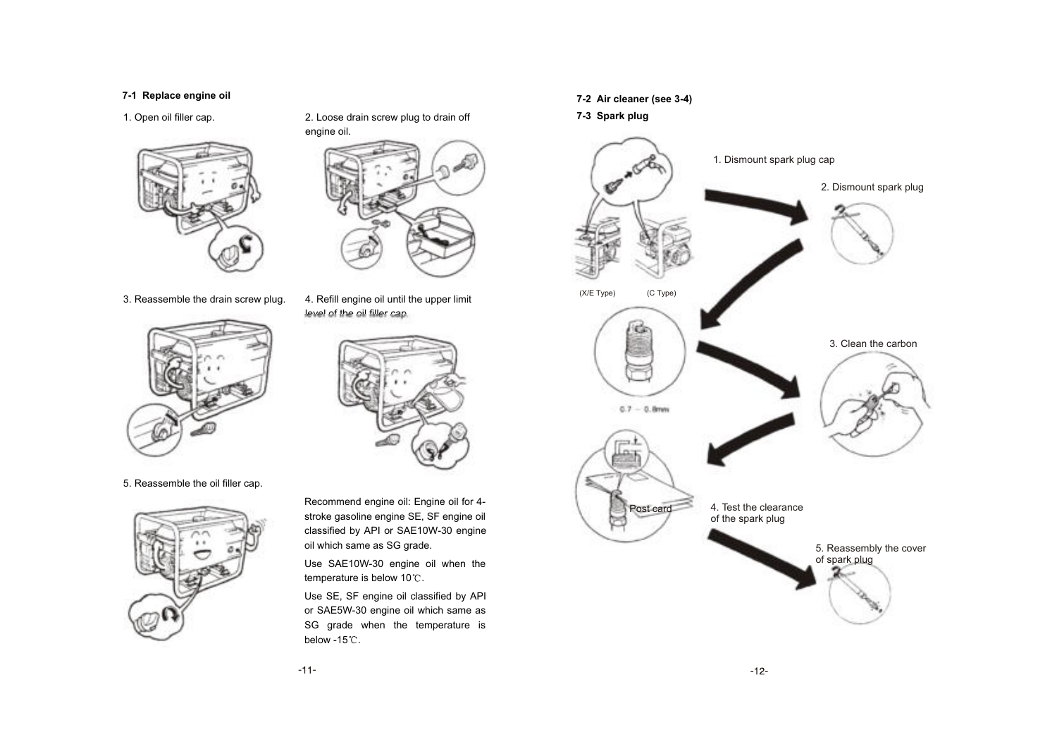### 7-1 Replace engine oil

1. Open oil filler cap.

2. Loose drain screw plug to drain off engine oil.

3. Reassemble the drain screw plug.

4. Refill engine oil until the upper limit level of the oil filler cap.

5. Reassemble the oil filler cap.

Recommend engine oil: Engine oil for 4-stroke gasoline engine SE, SF engine oil classified by API or SAE10W-30 engine oil which same as SG grade.

Use SAE10W-30 engine oil when the temperature is below 10℃.

Use SE, SF engine oil classified by API or SAE5W-30 engine oil which same as SG grade when the temperature is below -15℃.

### 7-2 Air cleaner (see 3-4)

### 7-3 Spark plug

(X/E Type) (C Type)

1. Dismount spark plug cap

2. Dismount spark plug

3. Clean the carbon

0.7 – 0.8mm

Post card

4. Test the clearance of the spark plug

5. Reassembly the cover of spark plug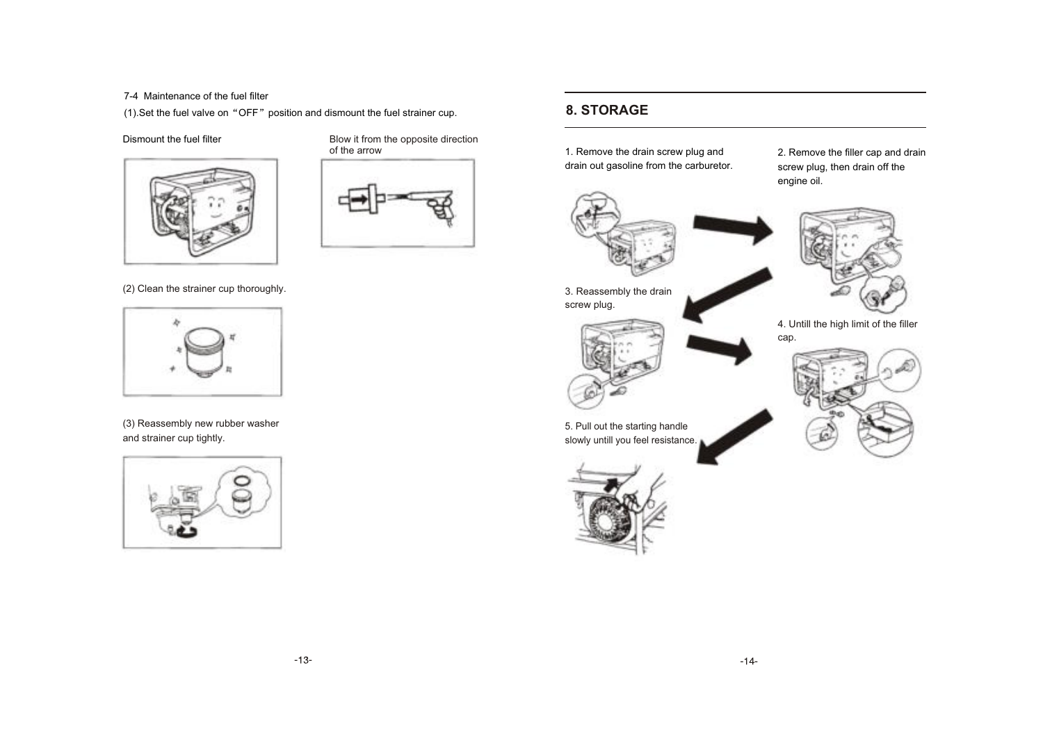7-4 Maintenance of the fuel filter

(1).Set the fuel valve on "OFF" position and dismount the fuel strainer cup.

Dismount the fuel filter

Blow it from the opposite direction of the arrow

(2) Clean the strainer cup thoroughly.

(3) Reassembly new rubber washer and strainer cup tightly.

## 8. STORAGE

1. Remove the drain screw plug and drain out gasoline from the carburetor.

2. Remove the filler cap and drain screw plug, then drain off the engine oil.

3. Reassembly the drain screw plug.

4. Untill the high limit of the filler cap.

5. Pull out the starting handle slowly untill you feel resistance.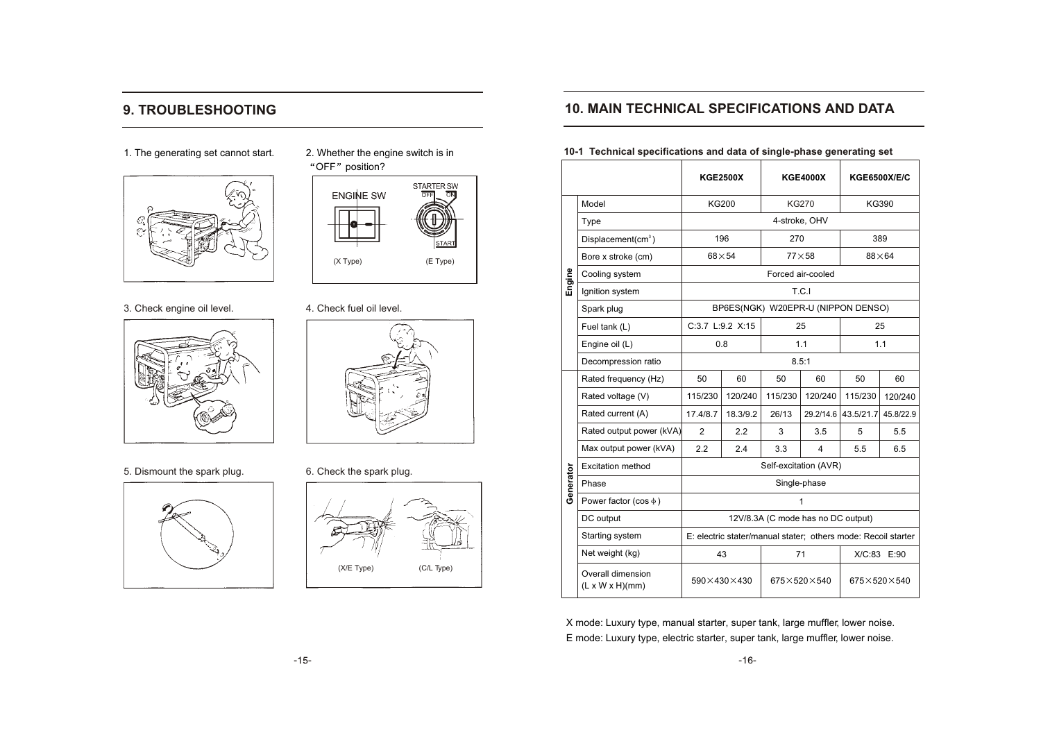## 9. TROUBLESHOOTING

1. The generating set cannot start.

2. Whether the engine switch is in "OFF" position?

ENGINE SW (X Type) — STARTER SW OFF ON START (E Type)

3. Check engine oil level.

4. Check fuel oil level.

5. Dismount the spark plug.

6. Check the spark plug.

(X/E Type) (C/L Type)

## 10. MAIN TECHNICAL SPECIFICATIONS AND DATA

**10-1 Technical specifications and data of single-phase generating set**

| | | KGE2500X | | KGE4000X | | KGE6500X/E/C | |
|---|---|---|---|---|---|---|---|
| Engine | Model | KG200 | | KG270 | | KG390 | |
| | Type | 4-stroke, OHV | | | | | |
| | Displacement(cm³) | 196 | | 270 | | 389 | |
| | Bore x stroke (cm) | 68×54 | | 77×58 | | 88×64 | |
| | Cooling system | Forced air-cooled | | | | | |
| | Ignition system | T.C.I | | | | | |
| | Spark plug | BP6ES(NGK) W20EPR-U (NIPPON DENSO) | | | | | |
| | Fuel tank (L) | C:3.7 L:9.2 X:15 | | 25 | | 25 | |
| | Engine oil (L) | 0.8 | | 1.1 | | 1.1 | |
| | Decompression ratio | 8.5:1 | | | | | |
| Generator | Rated frequency (Hz) | 50 | 60 | 50 | 60 | 50 | 60 |
| | Rated voltage (V) | 115/230 | 120/240 | 115/230 | 120/240 | 115/230 | 120/240 |
| | Rated current (A) | 17.4/8.7 | 18.3/9.2 | 26/13 | 29.2/14.6 | 43.5/21.7 | 45.8/22.9 |
| | Rated output power (kVA) | 2 | 2.2 | 3 | 3.5 | 5 | 5.5 |
| | Max output power (kVA) | 2.2 | 2.4 | 3.3 | 4 | 5.5 | 6.5 |
| | Excitation method | Self-excitation (AVR) | | | | | |
| | Phase | Single-phase | | | | | |
| | Power factor (cos ϕ) | 1 | | | | | |
| | DC output | 12V/8.3A (C mode has no DC output) | | | | | |
| | Starting system | E: electric stater/manual stater; others mode: Recoil starter | | | | | |
| | Net weight (kg) | 43 | | 71 | | X/C:83 E:90 | |
| | Overall dimension (L x W x H)(mm) | 590×430×430 | | 675×520×540 | | 675×520×540 | |

X mode: Luxury type, manual starter, super tank, large muffler, lower noise.

E mode: Luxury type, electric starter, super tank, large muffler, lower noise.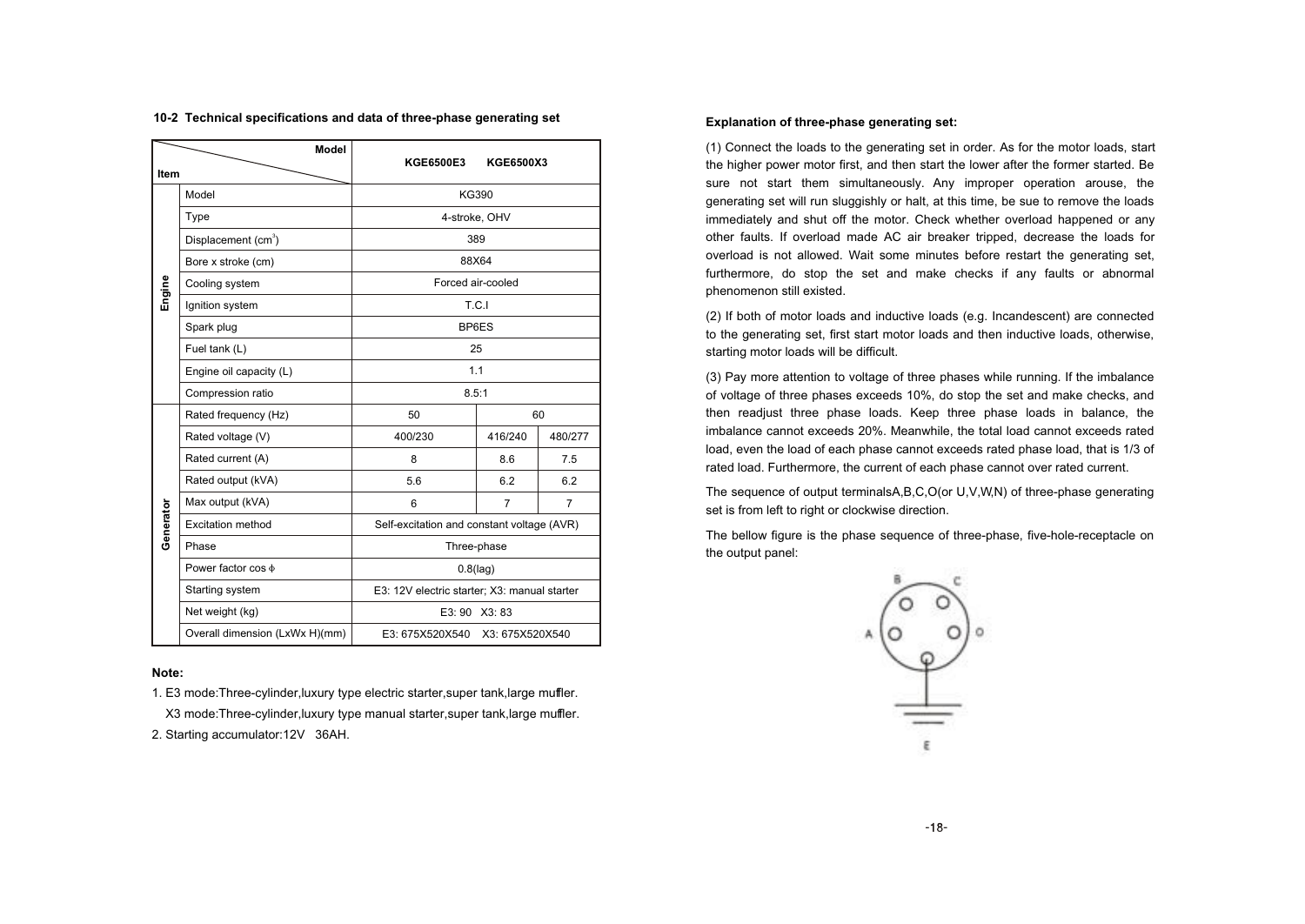## 10-2 Technical specifications and data of three-phase generating set

| Item | | KGE6500E3 KGE6500X3 | | |
|---|---|---|---|---|
| Engine | Model | KG390 | | |
| | Type | 4-stroke, OHV | | |
| | Displacement ($cm^3$) | 389 | | |
| | Bore x stroke (cm) | 88X64 | | |
| | Cooling system | Forced air-cooled | | |
| | Ignition system | T.C.I | | |
| | Spark plug | BP6ES | | |
| | Fuel tank (L) | 25 | | |
| | Engine oil capacity (L) | 1.1 | | |
| | Compression ratio | 8.5:1 | | |
| Generator | Rated frequency (Hz) | 50 | 60 | |
| | Rated voltage (V) | 400/230 | 416/240 | 480/277 |
| | Rated current (A) | 8 | 8.6 | 7.5 |
| | Rated output (kVA) | 5.6 | 6.2 | 6.2 |
| | Max output (kVA) | 6 | 7 | 7 |
| | Excitation method | Self-excitation and constant voltage (AVR) | | |
| | Phase | Three-phase | | |
| | Power factor cos φ | 0.8(lag) | | |
| | Starting system | E3: 12V electric starter; X3: manual starter | | |
| | Net weight (kg) | E3: 90 X3: 83 | | |
| | Overall dimension (LxWx H)(mm) | E3: 675X520X540 X3: 675X520X540 | | |

**Note:**

1. E3 mode:Three-cylinder,luxury type electric starter,super tank,large muffler.
   X3 mode:Three-cylinder,luxury type manual starter,super tank,large muffler.
2. Starting accumulator:12V 36AH.

**Explanation of three-phase generating set:**

(1) Connect the loads to the generating set in order. As for the motor loads, start the higher power motor first, and then start the lower after the former started. Be sure not start them simultaneously. Any improper operation arouse, the generating set will run sluggishly or halt, at this time, be sue to remove the loads immediately and shut off the motor. Check whether overload happened or any other faults. If overload made AC air breaker tripped, decrease the loads for overload is not allowed. Wait some minutes before restart the generating set, furthermore, do stop the set and make checks if any faults or abnormal phenomenon still existed.

(2) If both of motor loads and inductive loads (e.g. Incandescent) are connected to the generating set, first start motor loads and then inductive loads, otherwise, starting motor loads will be difficult.

(3) Pay more attention to voltage of three phases while running. If the imbalance of voltage of three phases exceeds 10%, do stop the set and make checks, and then readjust three phase loads. Keep three phase loads in balance, the imbalance cannot exceeds 20%. Meanwhile, the total load cannot exceeds rated load, even the load of each phase cannot exceeds rated phase load, that is 1/3 of rated load. Furthermore, the current of each phase cannot over rated current.

The sequence of output terminalsA,B,C,O(or U,V,W,N) of three-phase generating set is from left to right or clockwise direction.

The bellow figure is the phase sequence of three-phase, five-hole-receptacle on the output panel:

B C A O E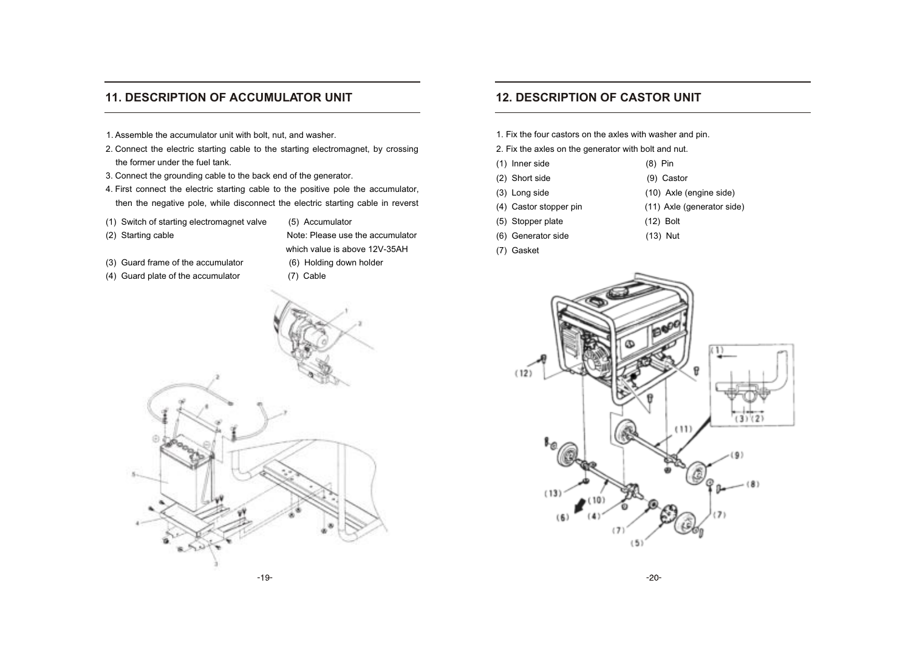## 11. DESCRIPTION OF ACCUMULATOR UNIT

1. Assemble the accumulator unit with bolt, nut, and washer.
2. Connect the electric starting cable to the starting electromagnet, by crossing the former under the fuel tank.
3. Connect the grounding cable to the back end of the generator.
4. First connect the electric starting cable to the positive pole the accumulator, then the negative pole, while disconnect the electric starting cable in reverst

(1) Switch of starting electromagnet valve
(2) Starting cable
(3) Guard frame of the accumulator
(4) Guard plate of the accumulator
(5) Accumulator
Note: Please use the accumulator which value is above 12V-35AH
(6) Holding down holder
(7) Cable

## 12. DESCRIPTION OF CASTOR UNIT

1. Fix the four castors on the axles with washer and pin.
2. Fix the axles on the generator with bolt and nut.

(1) Inner side
(2) Short side
(3) Long side
(4) Castor stopper pin
(5) Stopper plate
(6) Generator side
(7) Gasket
(8) Pin
(9) Castor
(10) Axle (engine side)
(11) Axle (generator side)
(12) Bolt
(13) Nut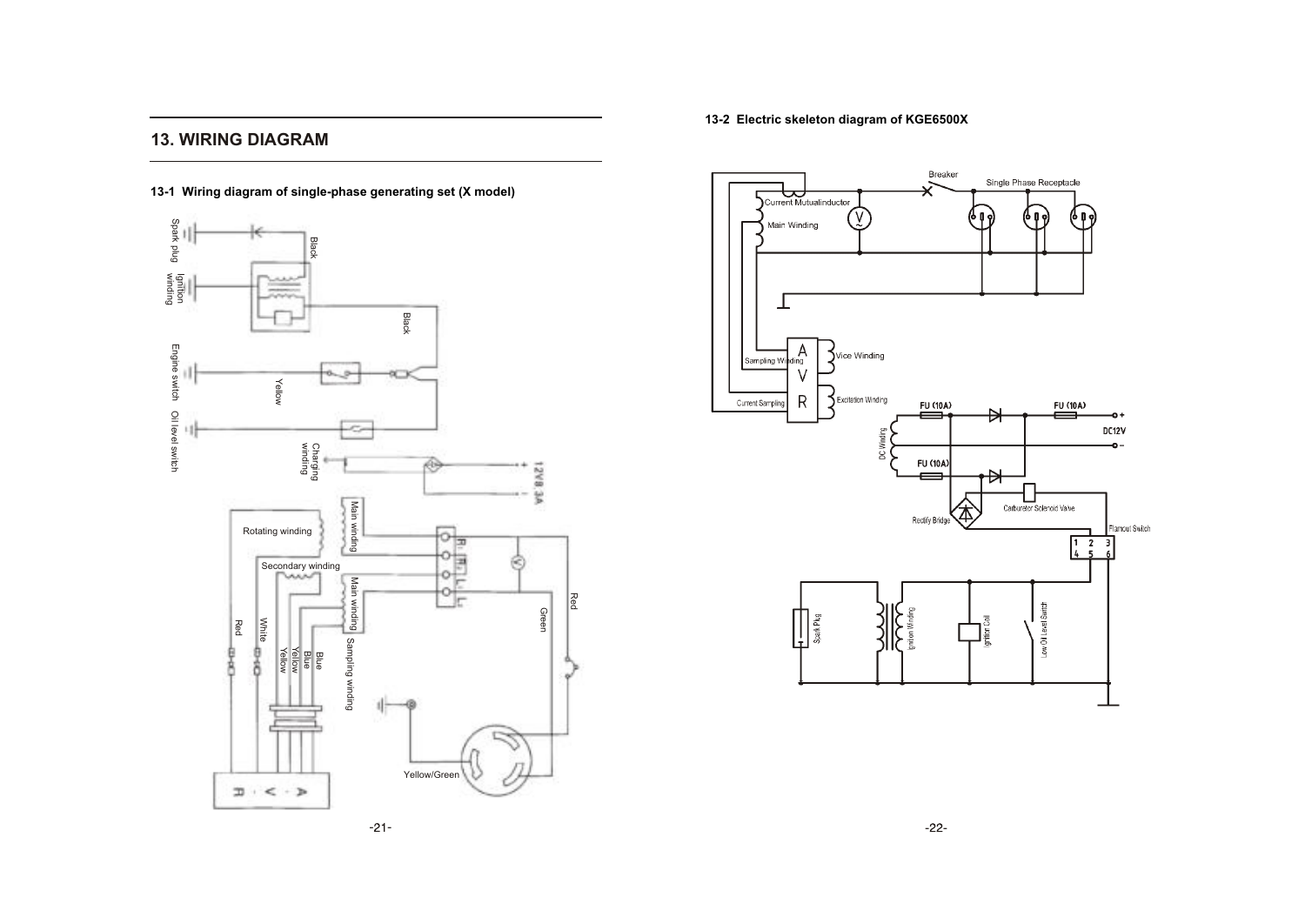# 13. WIRING DIAGRAM

## 13-1 Wiring diagram of single-phase generating set (X model)

Spark plug
Ignition winding
Black
Black
Engine switch
Yellow
Oil level switch
Charging winding
12V8.3A
Main winding
Rotating winding
Secondary winding
Main winding
Red
White
Yellow
Yellow
Blue
Blue
Sampling winding
Green
Red
Yellow/Green

## 13-2 Electric skeleton diagram of KGE6500X

Breaker
Single Phase Receptacle
Current Mutualinductor
Main Winding
Sampling Winding
Vice Winding
Current Sampling
Excitation Winding
AVR
FU (10A)
FU (10A)
FU (10A)
DC Winding
DC12V
Rectify Bridge
Carburetor Solenoid Valve
Flameout Switch
Spark Plug
Ignition Winding
Ignition Coil
Low Oil Level Switch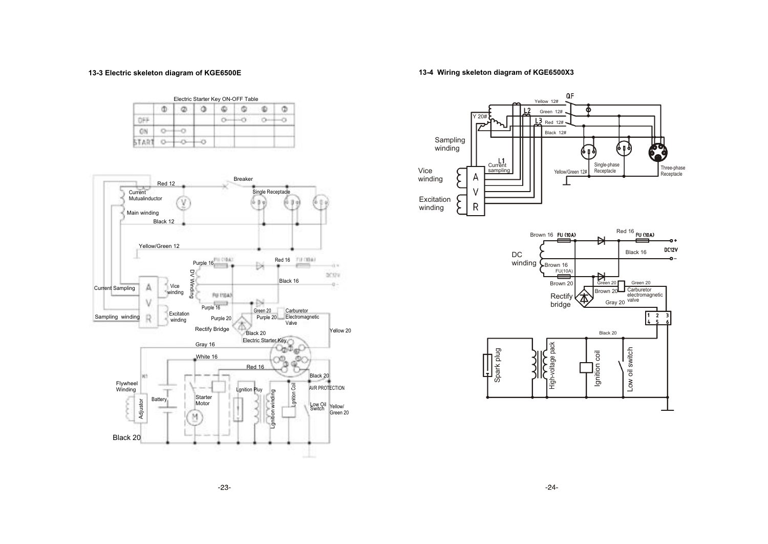### 13-3 Electric skeleton diagram of KGE6500E

Electric Starter Key ON-OFF Table

| | ① | ② | ③ | ④ | ⑤ | ⑥ | ⑦ |
|---|---|---|---|---|---|---|---|
| OFF | | | | o——o | | o——o | |
| ON | o——o | | | | | | |
| START | o——o | ——o | | | | | |

Red 12, Breaker, Current Mutualinductor, Single Receptacle, Main winding, Black 12, Yellow/Green 12, Purple 16, FU (10A), Red 16, FU (10A), DC12V, DV Winding, Black 16, Current Sampling, Vice winding, FU (10A), Purple 16, Excitation winding, Green 20, Carburetor Electromagnetic Valve, Sampling winding, Purple 20, Rectify Bridge, Yellow 20, Black 20, Electric Starter Key, Gray 16, White 16, Red 16, Black 20, Flywheel Winding, Ignition Pluy, AVR PROTECTION, Battery, Starter Motor, Adjustor, Ignition winding, Ignition Coil, Low Oil Switch, Yellow/Green 20, Black 20

### 13-4 Wiring skeleton diagram of KGE6500X3

QF, Yellow 12#, L2, Green 12#, Y 20#, L3, Red 12#, Black 12#, Sampling winding, L1, Current sampling, Vice winding, Excitation winding, AVR, Yellow/Green 12#, Single-phase Receptacle, Three-phase Receptacle

Brown 16, FU (10A), Red 16, FU (10A), DC12V, DC winding, Black 16, Brown 16, FU(10A), Brown 20, Green 20, Green 20, Brown 20, Carburetor electromagnetic valve, Rectify bridge, Gray 20, 1 2 3 4 5 6, Black 20, Spark plug, High-voltage pack, Ignition coil, Low oil switch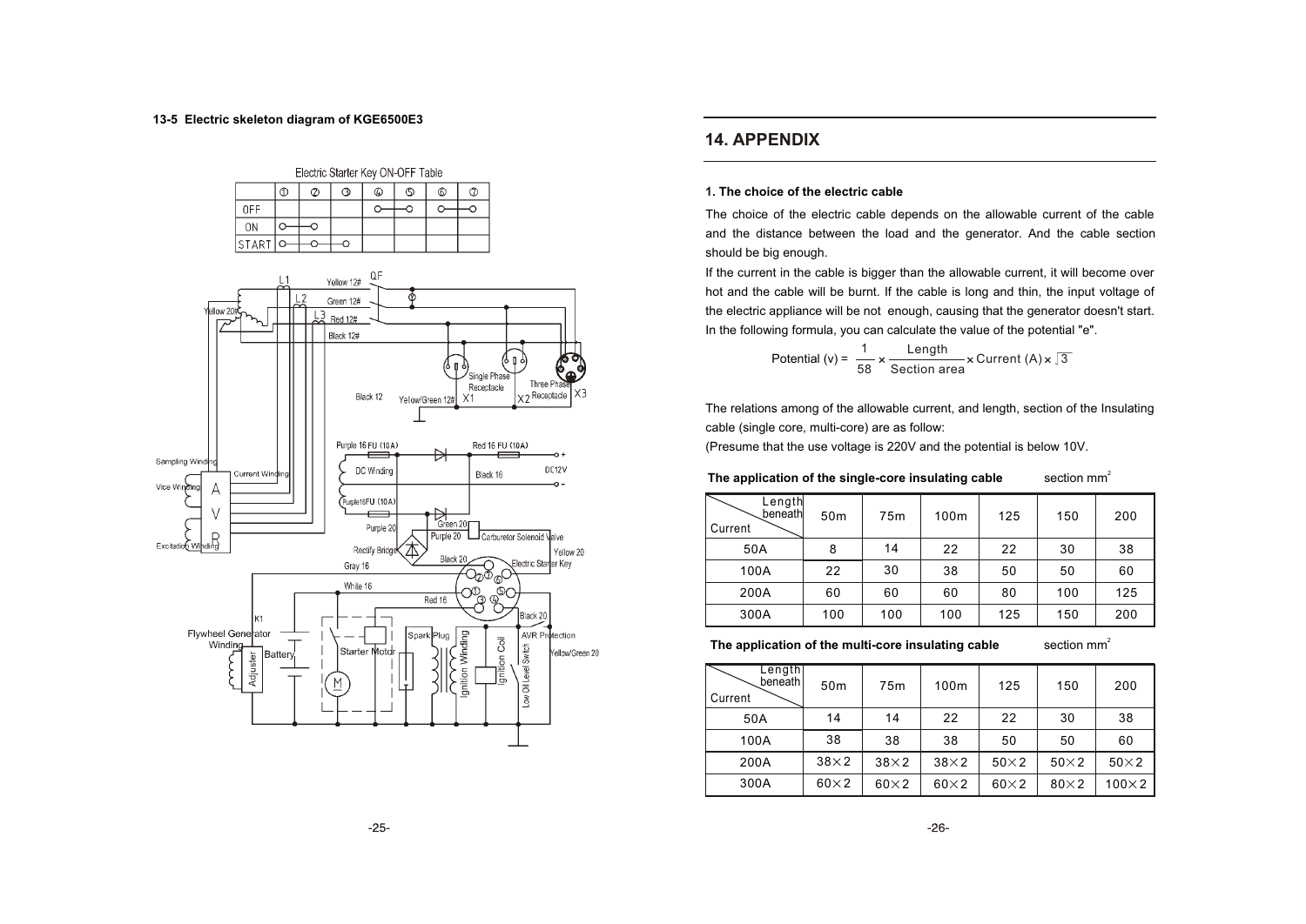### 13-5 Electric skeleton diagram of KGE6500E3

Electric Starter Key ON-OFF Table

|  | ① | ② | ③ | ④ | ⑤ | ⑥ | ⑦ |
|---|---|---|---|---|---|---|---|
| OFF |  |  |  | ○ | ○ | ○ | ○ |
| ON | ○ | ○ |  |  |  |  |  |
| START | ○ | ○ | ○ |  |  |  |  |

# 14. APPENDIX

### 1. The choice of the electric cable

The choice of the electric cable depends on the allowable current of the cable and the distance between the load and the generator. And the cable section should be big enough.

If the current in the cable is bigger than the allowable current, it will become over hot and the cable will be burnt. If the cable is long and thin, the input voltage of the electric appliance will be not enough, causing that the generator doesn't start. In the following formula, you can calculate the value of the potential "e".

$$\text{Potential (v)} = \frac{1}{58} \times \frac{\text{Length}}{\text{Section area}} \times \text{Current (A)} \times \sqrt{3}$$

The relations among of the allowable current, and length, section of the Insulating cable (single core, multi-core) are as follow:

(Presume that the use voltage is 220V and the potential is below 10V.

**The application of the single-core insulating cable** section $mm^2$

| Current \ Length beneath | 50m | 75m | 100m | 125 | 150 | 200 |
|---|---|---|---|---|---|---|
| 50A | 8 | 14 | 22 | 22 | 30 | 38 |
| 100A | 22 | 30 | 38 | 50 | 50 | 60 |
| 200A | 60 | 60 | 60 | 80 | 100 | 125 |
| 300A | 100 | 100 | 100 | 125 | 150 | 200 |

**The application of the multi-core insulating cable** section $mm^2$

| Current \ Length beneath | 50m | 75m | 100m | 125 | 150 | 200 |
|---|---|---|---|---|---|---|
| 50A | 14 | 14 | 22 | 22 | 30 | 38 |
| 100A | 38 | 38 | 38 | 50 | 50 | 60 |
| 200A | 38×2 | 38×2 | 38×2 | 50×2 | 50×2 | 50×2 |
| 300A | 60×2 | 60×2 | 60×2 | 60×2 | 80×2 | 100×2 |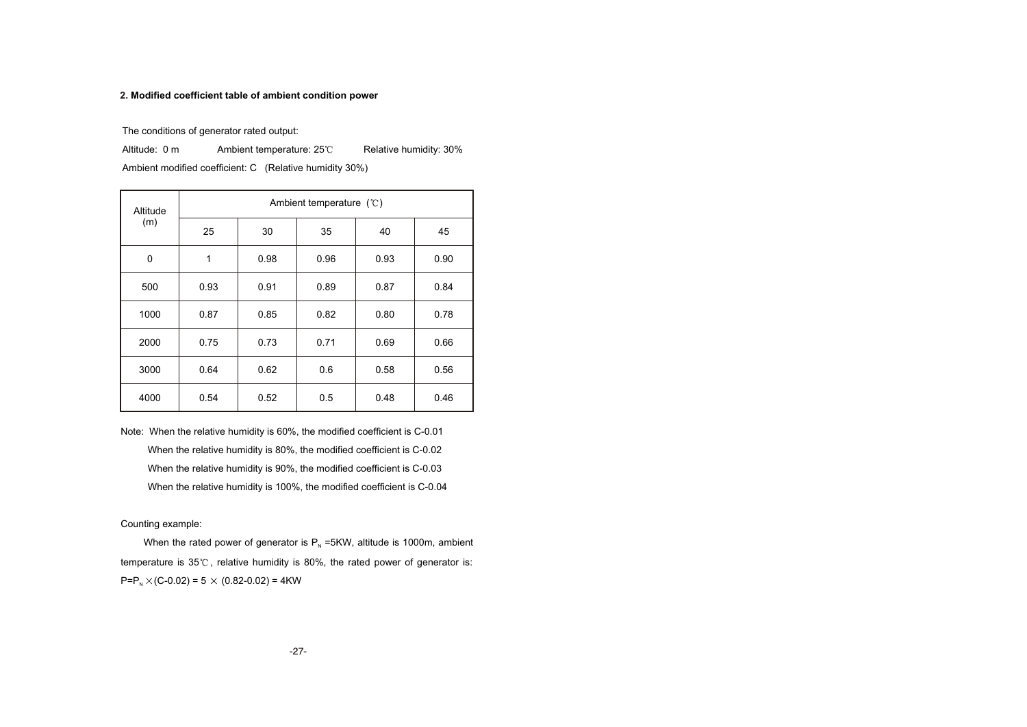## 2. Modified coefficient table of ambient condition power

The conditions of generator rated output:

Altitude: 0 m  Ambient temperature: 25℃  Relative humidity: 30%

Ambient modified coefficient: C (Relative humidity 30%)

| Altitude (m) | Ambient temperature (℃) | | | | |
|---|---|---|---|---|---|
| | 25 | 30 | 35 | 40 | 45 |
| 0 | 1 | 0.98 | 0.96 | 0.93 | 0.90 |
| 500 | 0.93 | 0.91 | 0.89 | 0.87 | 0.84 |
| 1000 | 0.87 | 0.85 | 0.82 | 0.80 | 0.78 |
| 2000 | 0.75 | 0.73 | 0.71 | 0.69 | 0.66 |
| 3000 | 0.64 | 0.62 | 0.6 | 0.58 | 0.56 |
| 4000 | 0.54 | 0.52 | 0.5 | 0.48 | 0.46 |

Note: When the relative humidity is 60%, the modified coefficient is C-0.01
When the relative humidity is 80%, the modified coefficient is C-0.02
When the relative humidity is 90%, the modified coefficient is C-0.03
When the relative humidity is 100%, the modified coefficient is C-0.04

Counting example:

When the rated power of generator is $P_N$ =5KW, altitude is 1000m, ambient temperature is 35℃, relative humidity is 80%, the rated power of generator is: $P=P_N \times (C-0.02) = 5 \times (0.82-0.02) = 4KW$